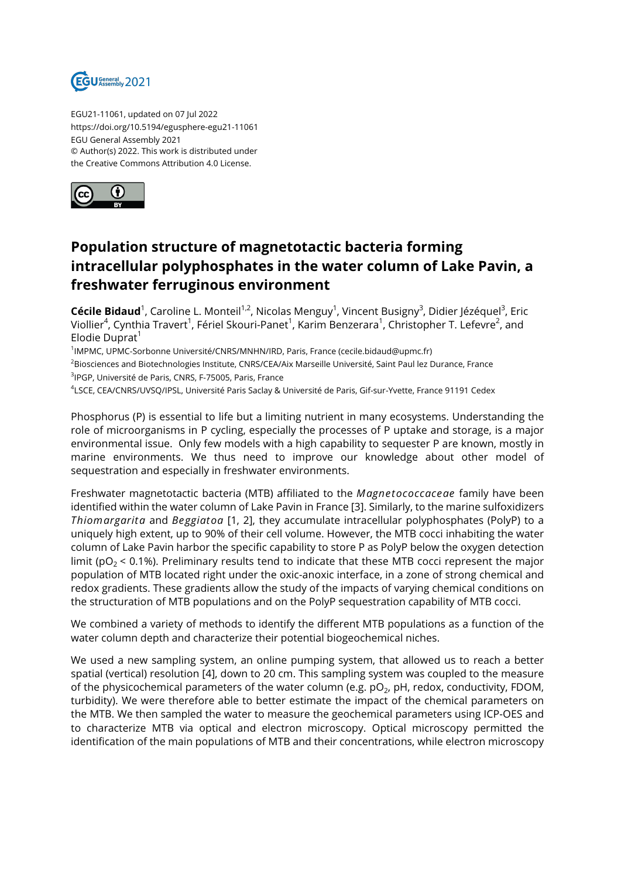EGU21-11061, updated on 07 Jul 2022
https://doi.org/10.5194/egusphere-egu21-11061
EGU General Assembly 2021
© Author(s) 2022. This work is distributed under
the Creative Commons Attribution 4.0 License.

# Population structure of magnetotactic bacteria forming intracellular polyphosphates in the water column of Lake Pavin, a freshwater ferruginous environment

**Cécile Bidaud**[1], Caroline L. Monteil[1,2], Nicolas Menguy[1], Vincent Busigny[3], Didier Jézéquel[3], Eric Viollier[4], Cynthia Travert[1], Fériel Skouri-Panet[1], Karim Benzerara[1], Christopher T. Lefevre[2], and Elodie Duprat[1]

[1]IMPMC, UPMC-Sorbonne Université/CNRS/MNHN/IRD, Paris, France (cecile.bidaud@upmc.fr)
[2]Biosciences and Biotechnologies Institute, CNRS/CEA/Aix Marseille Université, Saint Paul lez Durance, France
[3]IPGP, Université de Paris, CNRS, F-75005, Paris, France
[4]LSCE, CEA/CNRS/UVSQ/IPSL, Université Paris Saclay & Université de Paris, Gif-sur-Yvette, France 91191 Cedex

Phosphorus (P) is essential to life but a limiting nutrient in many ecosystems. Understanding the role of microorganisms in P cycling, especially the processes of P uptake and storage, is a major environmental issue. Only few models with a high capability to sequester P are known, mostly in marine environments. We thus need to improve our knowledge about other model of sequestration and especially in freshwater environments.

Freshwater magnetotactic bacteria (MTB) affiliated to the *Magnetococcaceae* family have been identified within the water column of Lake Pavin in France [3]. Similarly, to the marine sulfoxidizers *Thiomargarita* and *Beggiatoa* [1, 2], they accumulate intracellular polyphosphates (PolyP) to a uniquely high extent, up to 90% of their cell volume. However, the MTB cocci inhabiting the water column of Lake Pavin harbor the specific capability to store P as PolyP below the oxygen detection limit ($pO_2$ < 0.1%). Preliminary results tend to indicate that these MTB cocci represent the major population of MTB located right under the oxic-anoxic interface, in a zone of strong chemical and redox gradients. These gradients allow the study of the impacts of varying chemical conditions on the structuration of MTB populations and on the PolyP sequestration capability of MTB cocci.

We combined a variety of methods to identify the different MTB populations as a function of the water column depth and characterize their potential biogeochemical niches.

We used a new sampling system, an online pumping system, that allowed us to reach a better spatial (vertical) resolution [4], down to 20 cm. This sampling system was coupled to the measure of the physicochemical parameters of the water column (e.g. $pO_2$, pH, redox, conductivity, FDOM, turbidity). We were therefore able to better estimate the impact of the chemical parameters on the MTB. We then sampled the water to measure the geochemical parameters using ICP-OES and to characterize MTB via optical and electron microscopy. Optical microscopy permitted the identification of the main populations of MTB and their concentrations, while electron microscopy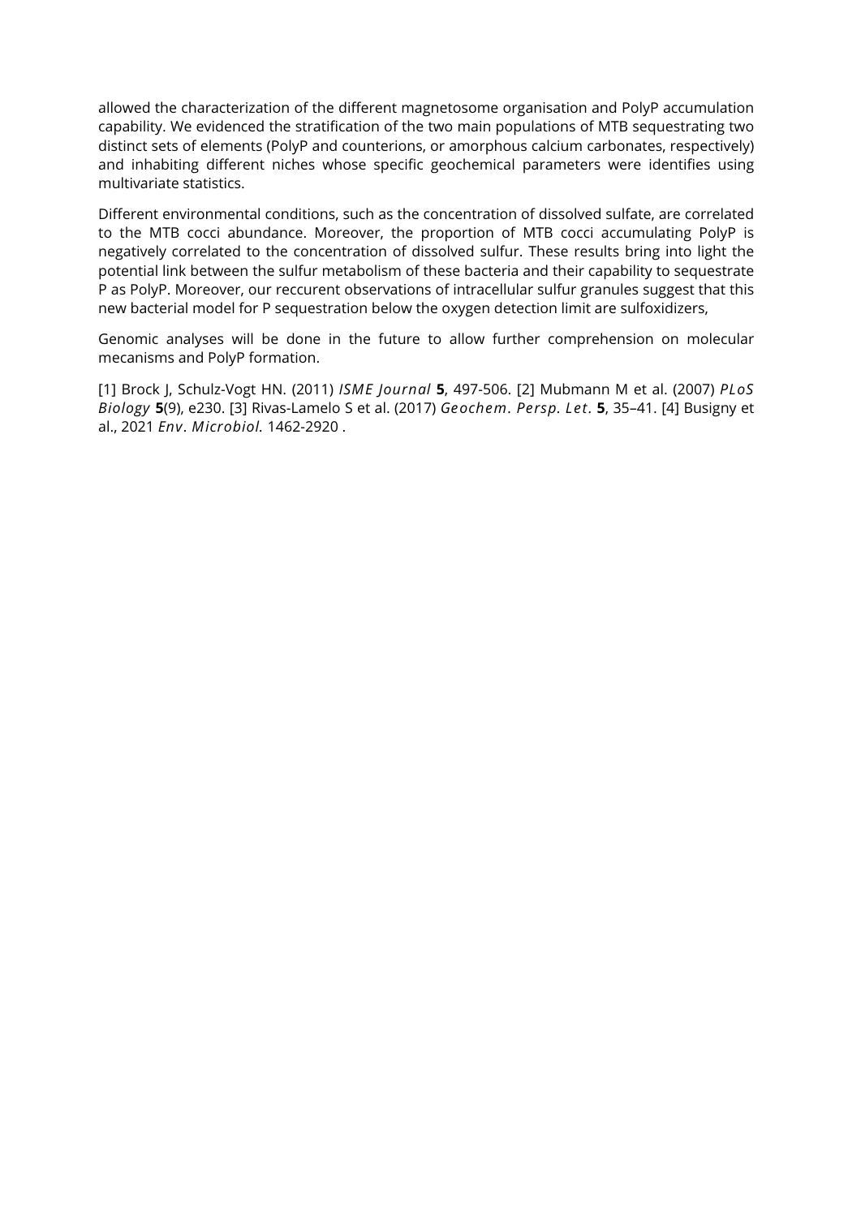allowed the characterization of the different magnetosome organisation and PolyP accumulation capability. We evidenced the stratification of the two main populations of MTB sequestrating two distinct sets of elements (PolyP and counterions, or amorphous calcium carbonates, respectively) and inhabiting different niches whose specific geochemical parameters were identifies using multivariate statistics.

Different environmental conditions, such as the concentration of dissolved sulfate, are correlated to the MTB cocci abundance. Moreover, the proportion of MTB cocci accumulating PolyP is negatively correlated to the concentration of dissolved sulfur. These results bring into light the potential link between the sulfur metabolism of these bacteria and their capability to sequestrate P as PolyP. Moreover, our reccurent observations of intracellular sulfur granules suggest that this new bacterial model for P sequestration below the oxygen detection limit are sulfoxidizers,

Genomic analyses will be done in the future to allow further comprehension on molecular mecanisms and PolyP formation.

[1] Brock J, Schulz-Vogt HN. (2011) *ISME Journal* **5**, 497-506. [2] Mubmann M et al. (2007) *PLoS Biology* **5**(9), e230. [3] Rivas-Lamelo S et al. (2017) *Geochem. Persp. Let.* **5**, 35–41. [4] Busigny et al., 2021 *Env. Microbiol.* 1462-2920 .